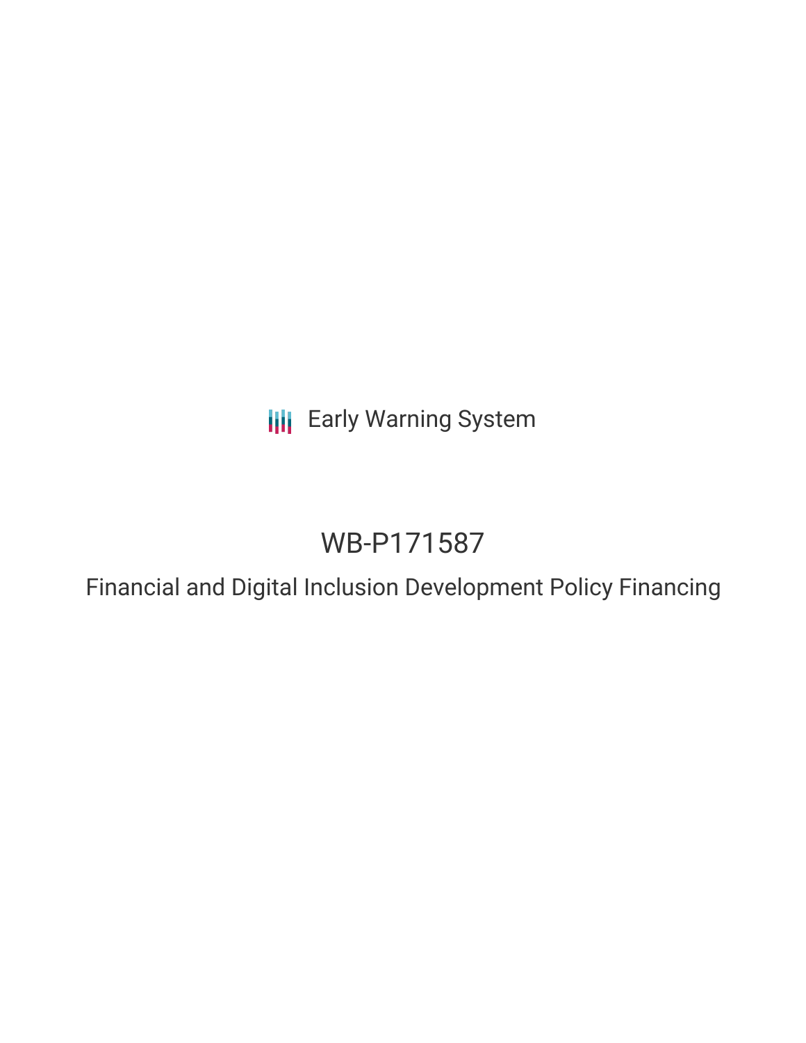Early Warning System

# WB-P171587

## Financial and Digital Inclusion Development Policy Financing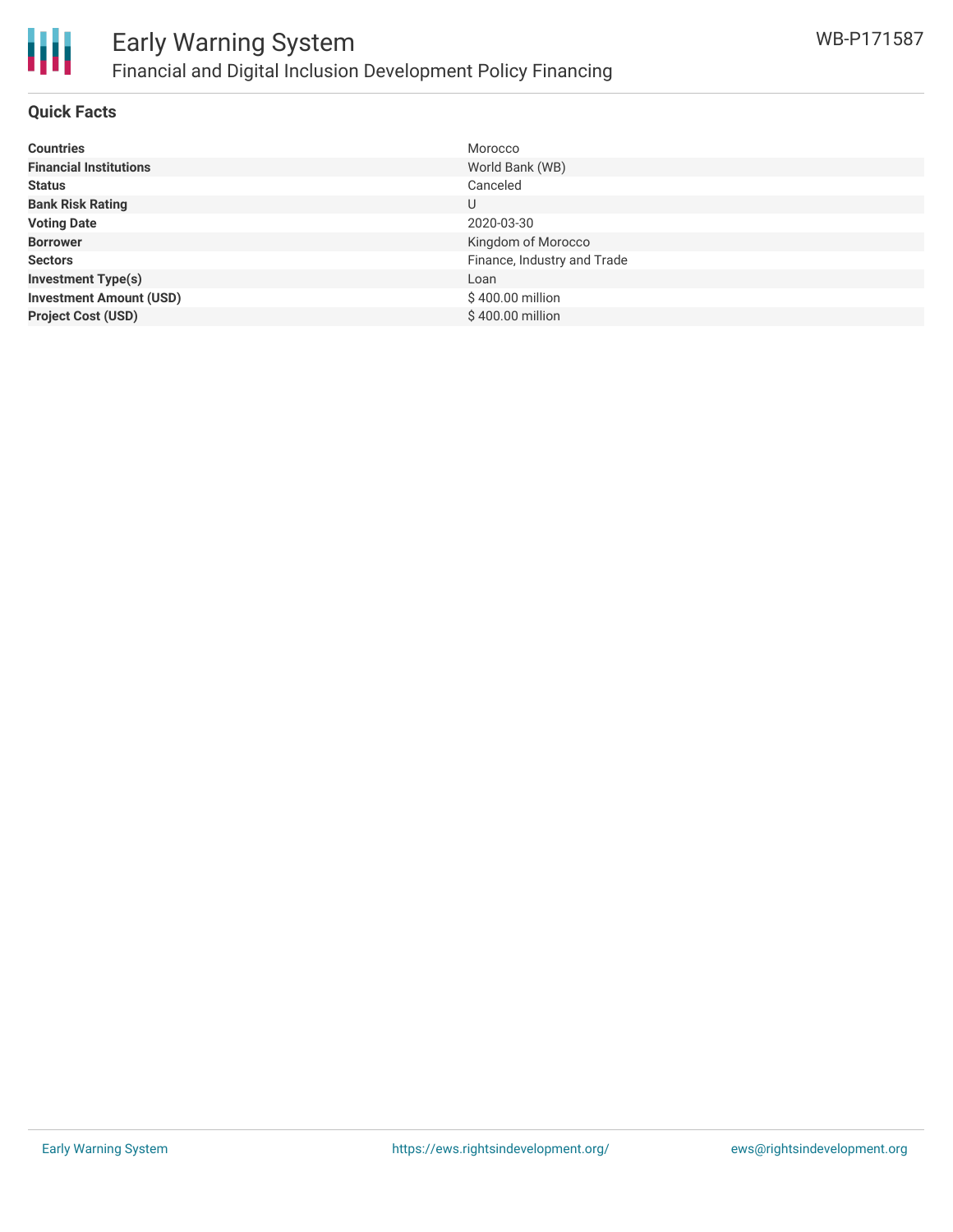# Early Warning System

## Financial and Digital Inclusion Development Policy Financing

WB-P171587

### Quick Facts

| | |
|---|---|
| **Countries** | Morocco |
| **Financial Institutions** | World Bank (WB) |
| **Status** | Canceled |
| **Bank Risk Rating** | U |
| **Voting Date** | 2020-03-30 |
| **Borrower** | Kingdom of Morocco |
| **Sectors** | Finance, Industry and Trade |
| **Investment Type(s)** | Loan |
| **Investment Amount (USD)** | $ 400.00 million |
| **Project Cost (USD)** | $ 400.00 million |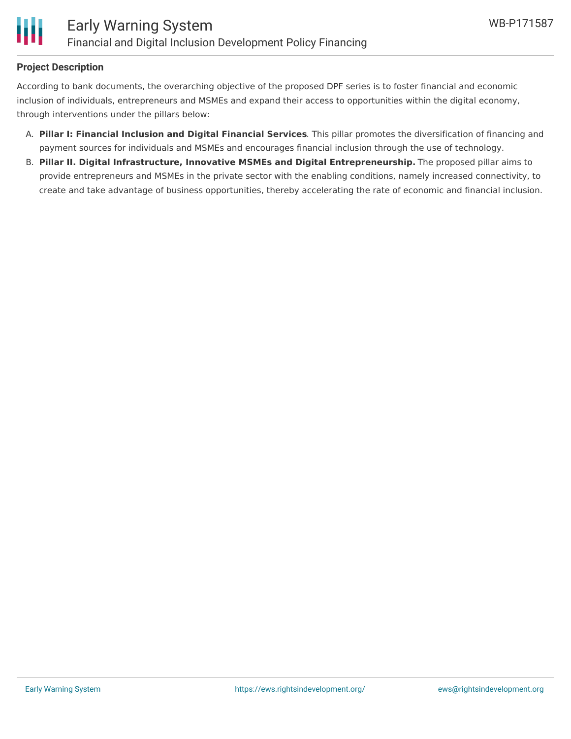## Project Description

According to bank documents, the overarching objective of the proposed DPF series is to foster financial and economic inclusion of individuals, entrepreneurs and MSMEs and expand their access to opportunities within the digital economy, through interventions under the pillars below:

A. **Pillar I: Financial Inclusion and Digital Financial Services**. This pillar promotes the diversification of financing and payment sources for individuals and MSMEs and encourages financial inclusion through the use of technology.

B. **Pillar II. Digital Infrastructure, Innovative MSMEs and Digital Entrepreneurship.** The proposed pillar aims to provide entrepreneurs and MSMEs in the private sector with the enabling conditions, namely increased connectivity, to create and take advantage of business opportunities, thereby accelerating the rate of economic and financial inclusion.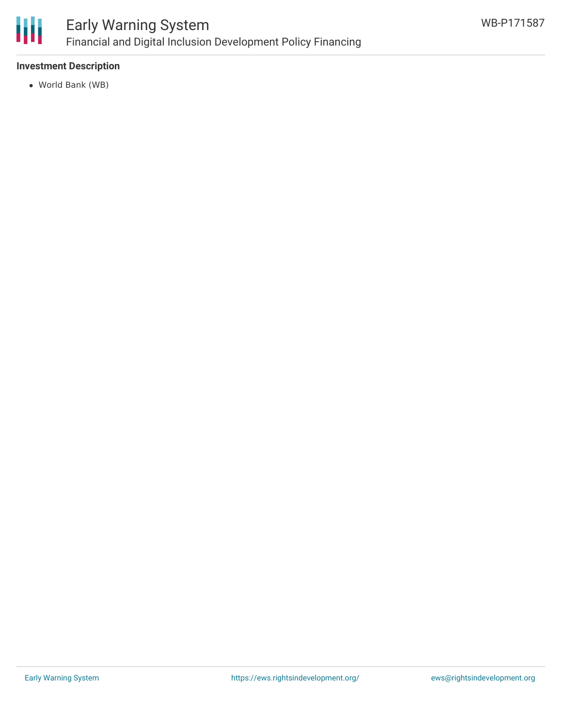**Investment Description**

- World Bank (WB)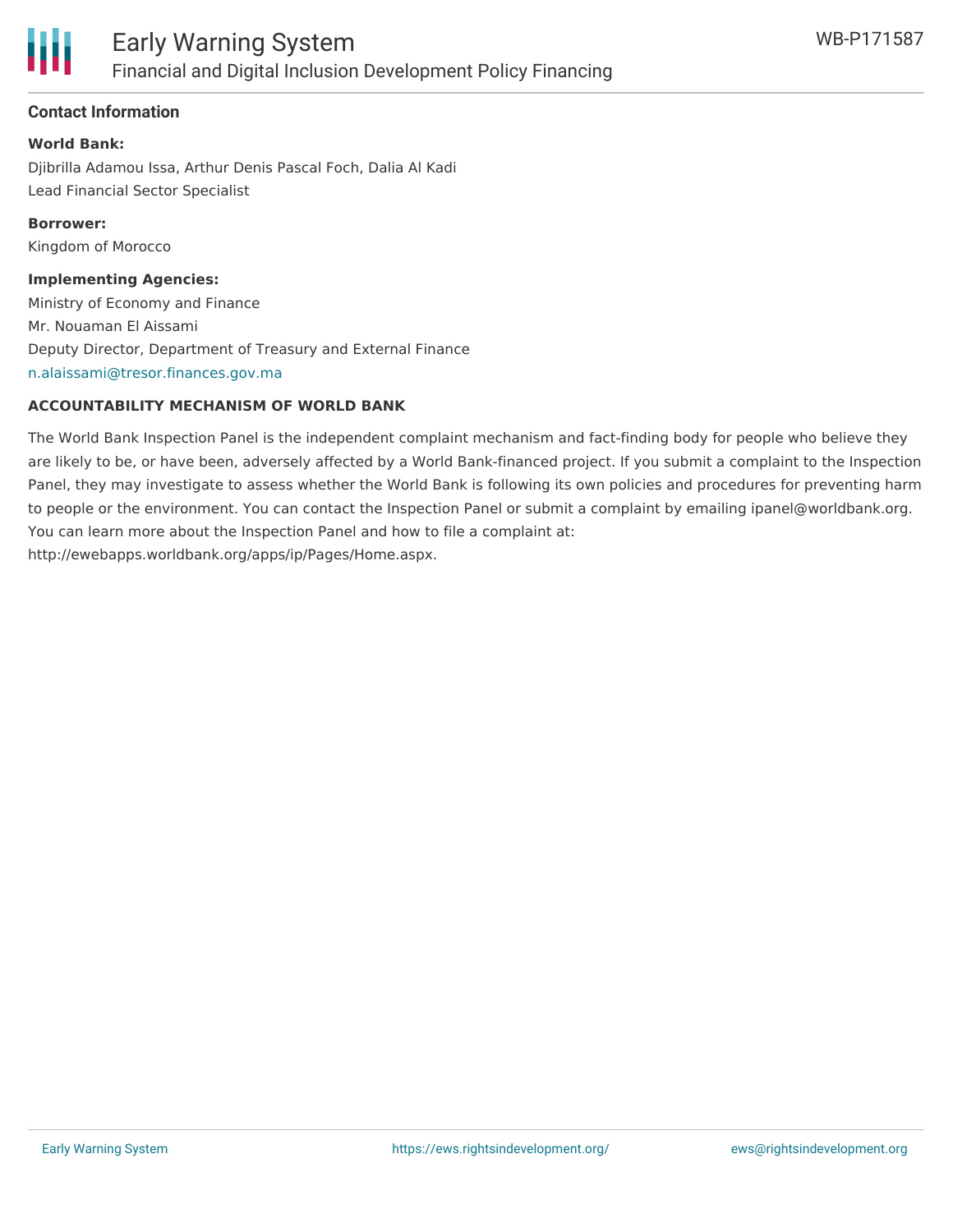## Contact Information

**World Bank:**

Djibrilla Adamou Issa, Arthur Denis Pascal Foch, Dalia Al Kadi
Lead Financial Sector Specialist

**Borrower:**

Kingdom of Morocco

**Implementing Agencies:**

Ministry of Economy and Finance
Mr. Nouaman El Aissami
Deputy Director, Department of Treasury and External Finance
n.alaissami@tresor.finances.gov.ma

**ACCOUNTABILITY MECHANISM OF WORLD BANK**

The World Bank Inspection Panel is the independent complaint mechanism and fact-finding body for people who believe they are likely to be, or have been, adversely affected by a World Bank-financed project. If you submit a complaint to the Inspection Panel, they may investigate to assess whether the World Bank is following its own policies and procedures for preventing harm to people or the environment. You can contact the Inspection Panel or submit a complaint by emailing ipanel@worldbank.org. You can learn more about the Inspection Panel and how to file a complaint at: http://ewebapps.worldbank.org/apps/ip/Pages/Home.aspx.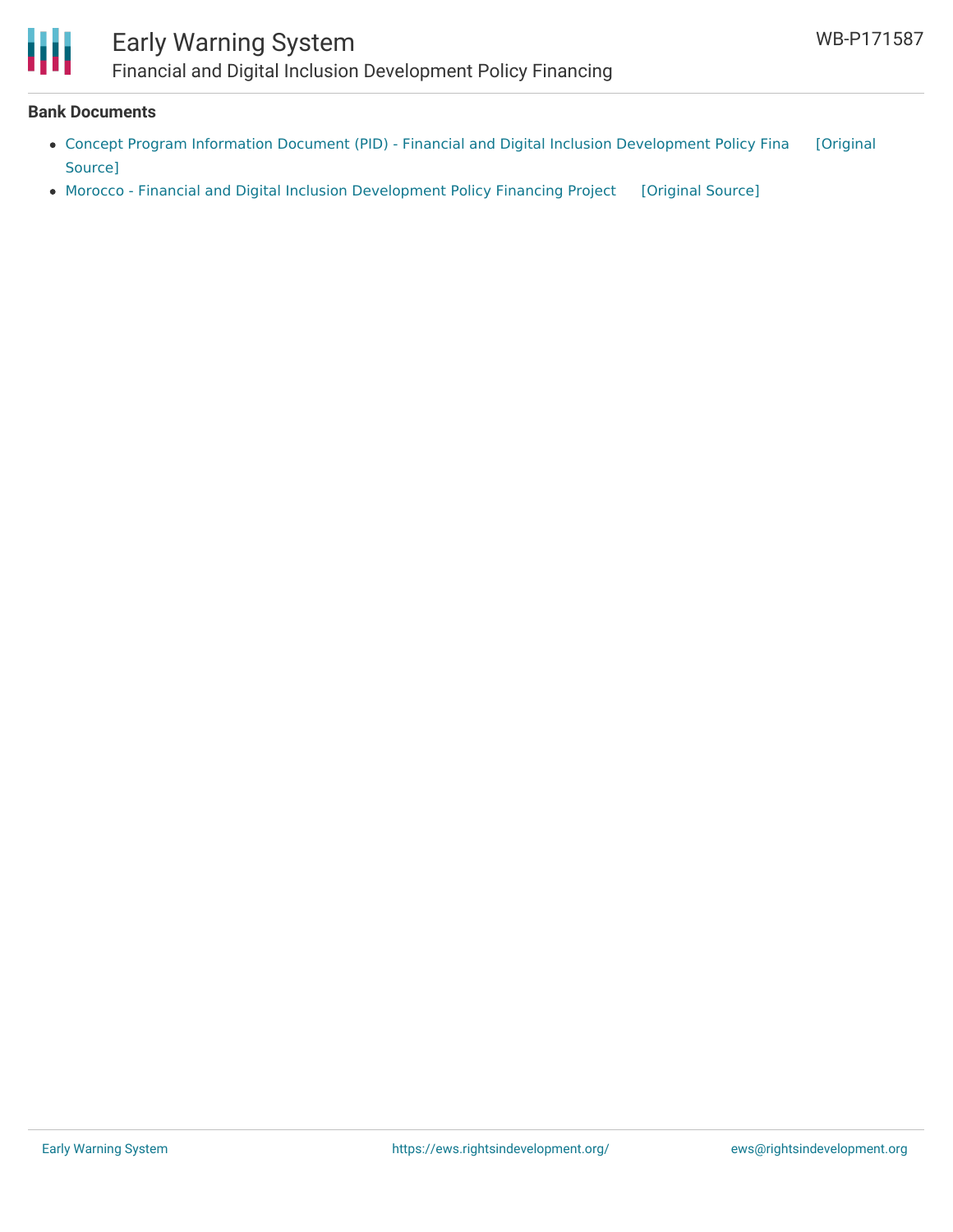### Bank Documents

- Concept Program Information Document (PID) - Financial and Digital Inclusion Development Policy Fina [Original Source]
- Morocco - Financial and Digital Inclusion Development Policy Financing Project [Original Source]